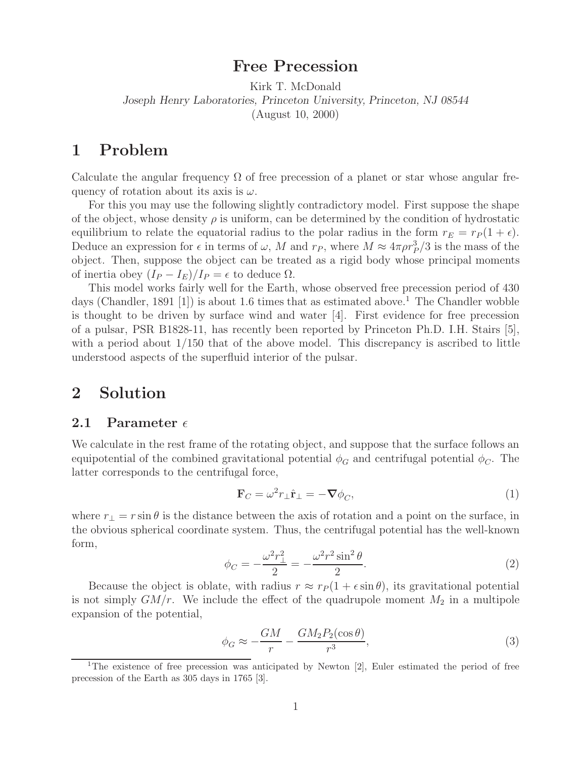# Free Precession

Kirk T. McDonald

*Joseph Henry Laboratories, Princeton University, Princeton, NJ 08544*

(August 10, 2000)

## 1 Problem

Calculate the angular frequency $\Omega$ of free precession of a planet or star whose angular frequency of rotation about its axis is $\omega$.

For this you may use the following slightly contradictory model. First suppose the shape of the object, whose density $\rho$ is uniform, can be determined by the condition of hydrostatic equilibrium to relate the equatorial radius to the polar radius in the form $r_E = r_P(1+\epsilon)$. Deduce an expression for $\epsilon$ in terms of $\omega$, $M$ and $r_P$, where $M \approx 4\pi\rho r_P^3/3$ is the mass of the object. Then, suppose the object can be treated as a rigid body whose principal moments of inertia obey $(I_P - I_E)/I_P = \epsilon$ to deduce $\Omega$.

This model works fairly well for the Earth, whose observed free precession period of 430 days (Chandler, 1891 [1]) is about 1.6 times that as estimated above.[1] The Chandler wobble is thought to be driven by surface wind and water [4]. First evidence for free precession of a pulsar, PSR B1828-11, has recently been reported by Princeton Ph.D. I.H. Stairs [5], with a period about 1/150 that of the above model. This discrepancy is ascribed to little understood aspects of the superfluid interior of the pulsar.

## 2 Solution

### 2.1 Parameter $\epsilon$

We calculate in the rest frame of the rotating object, and suppose that the surface follows an equipotential of the combined gravitational potential $\phi_G$ and centrifugal potential $\phi_C$. The latter corresponds to the centrifugal force,

$$\mathbf{F}_C = \omega^2 r_\perp \hat{\mathbf{r}}_\perp = -\boldsymbol{\nabla}\phi_C, \tag{1}$$

where $r_\perp = r\sin\theta$ is the distance between the axis of rotation and a point on the surface, in the obvious spherical coordinate system. Thus, the centrifugal potential has the well-known form,

$$\phi_C = -\frac{\omega^2 r_\perp^2}{2} = -\frac{\omega^2 r^2 \sin^2\theta}{2}. \tag{2}$$

Because the object is oblate, with radius $r \approx r_P(1+\epsilon\sin\theta)$, its gravitational potential is not simply $GM/r$. We include the effect of the quadrupole moment $M_2$ in a multipole expansion of the potential,

$$\phi_G \approx -\frac{GM}{r} - \frac{GM_2 P_2(\cos\theta)}{r^3}, \tag{3}$$

[1] The existence of free precession was anticipated by Newton [2], Euler estimated the period of free precession of the Earth as 305 days in 1765 [3].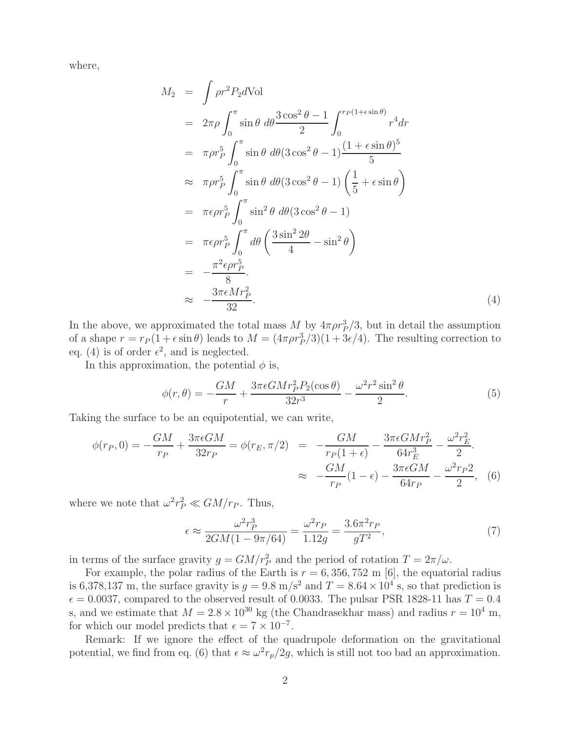where,

$$
\begin{aligned}
M_2 &= \int \rho r^2 P_2 d\mathrm{Vol} \\
&= 2\pi\rho \int_0^\pi \sin\theta \ d\theta \frac{3\cos^2\theta - 1}{2} \int_0^{r_P(1+\epsilon\sin\theta)} r^4 dr \\
&= \pi\rho r_P^5 \int_0^\pi \sin\theta \ d\theta (3\cos^2\theta - 1) \frac{(1+\epsilon\sin\theta)^5}{5} \\
&\approx \pi\rho r_P^5 \int_0^\pi \sin\theta \ d\theta (3\cos^2\theta - 1) \left(\frac{1}{5} + \epsilon\sin\theta\right) \\
&= \pi\epsilon\rho r_P^5 \int_0^\pi \sin^2\theta \ d\theta (3\cos^2\theta - 1) \\
&= \pi\epsilon\rho r_P^5 \int_0^\pi d\theta \left(\frac{3\sin^2 2\theta}{4} - \sin^2\theta\right) \\
&= -\frac{\pi^2\epsilon\rho r_P^5}{8}. \\
&\approx -\frac{3\pi\epsilon M r_P^2}{32}.
\end{aligned} \tag{4}
$$

In the above, we approximated the total mass $M$ by $4\pi\rho r_P^3/3$, but in detail the assumption of a shape $r = r_P(1 + \epsilon \sin\theta)$ leads to $M = (4\pi\rho r_P^3/3)(1 + 3\epsilon/4)$. The resulting correction to eq. (4) is of order $\epsilon^2$, and is neglected.

In this approximation, the potential $\phi$ is,

$$
\phi(r,\theta) = -\frac{GM}{r} + \frac{3\pi\epsilon G M r_P^2 P_2(\cos\theta)}{32 r^3} - \frac{\omega^2 r^2 \sin^2\theta}{2}. \tag{5}
$$

Taking the surface to be an equipotential, we can write,

$$
\begin{aligned}
\phi(r_P, 0) = -\frac{GM}{r_P} + \frac{3\pi\epsilon GM}{32 r_P} = \phi(r_E, \pi/2) &= -\frac{GM}{r_P(1+\epsilon)} - \frac{3\pi\epsilon G M r_P^2}{64 r_E^3} - \frac{\omega^2 r_E^2}{2}. \\
&\approx -\frac{GM}{r_P}(1-\epsilon) - \frac{3\pi\epsilon GM}{64 r_P} - \frac{\omega^2 r_P 2}{2},
\end{aligned} \tag{6}
$$

where we note that $\omega^2 r_P^2 \ll GM/r_P$. Thus,

$$
\epsilon \approx \frac{\omega^2 r_P^3}{2GM(1 - 9\pi/64)} = \frac{\omega^2 r_P}{1.12 g} = \frac{3.6\pi^2 r_P}{gT^2}, \tag{7}
$$

in terms of the surface gravity $g = GM/r_P^2$ and the period of rotation $T = 2\pi/\omega$.

For example, the polar radius of the Earth is $r = 6,356,752$ m [6], the equatorial radius is 6,378,137 m, the surface gravity is $g = 9.8$ m/s$^2$ and $T = 8.64 \times 10^4$ s, so that prediction is $\epsilon = 0.0037$, compared to the observed result of 0.0033. The pulsar PSR 1828-11 has $T = 0.4$ s, and we estimate that $M = 2.8 \times 10^{30}$ kg (the Chandrasekhar mass) and radius $r = 10^4$ m, for which our model predicts that $\epsilon = 7 \times 10^{-7}$.

Remark: If we ignore the effect of the quadrupole deformation on the gravitational potential, we find from eq. (6) that $\epsilon \approx \omega^2 r_p/2g$, which is still not too bad an approximation.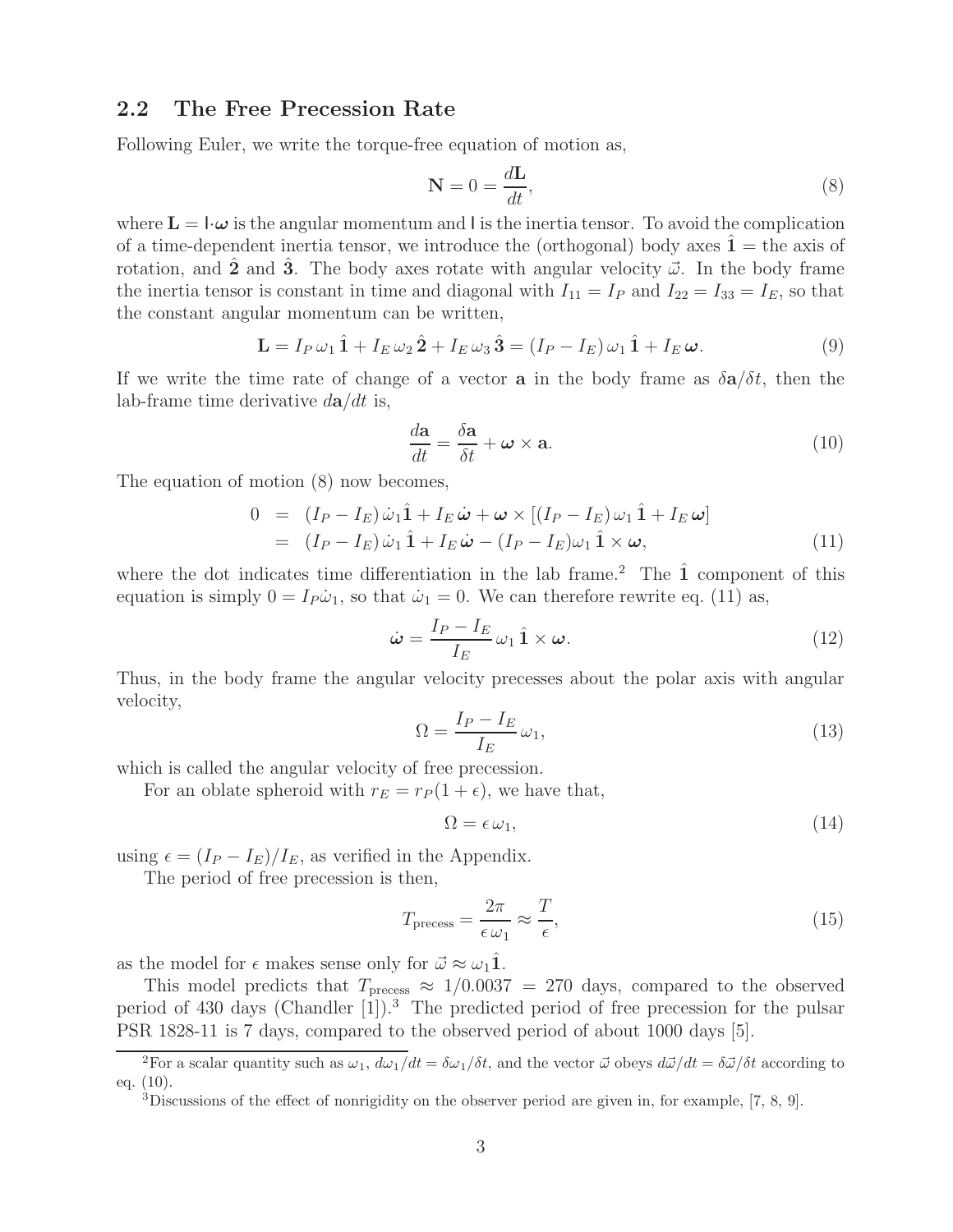## 2.2 The Free Precession Rate

Following Euler, we write the torque-free equation of motion as,

$$\mathbf{N} = 0 = \frac{d\mathbf{L}}{dt}, \tag{8}$$

where $\mathbf{L} = \mathsf{I}\cdot\boldsymbol{\omega}$ is the angular momentum and $\mathsf{I}$ is the inertia tensor. To avoid the complication of a time-dependent inertia tensor, we introduce the (orthogonal) body axes $\hat{\mathbf{1}}$ = the axis of rotation, and $\hat{\mathbf{2}}$ and $\hat{\mathbf{3}}$. The body axes rotate with angular velocity $\vec{\omega}$. In the body frame the inertia tensor is constant in time and diagonal with $I_{11} = I_P$ and $I_{22} = I_{33} = I_E$, so that the constant angular momentum can be written,

$$\mathbf{L} = I_P\,\omega_1\,\hat{\mathbf{1}} + I_E\,\omega_2\,\hat{\mathbf{2}} + I_E\,\omega_3\,\hat{\mathbf{3}} = (I_P - I_E)\,\omega_1\,\hat{\mathbf{1}} + I_E\,\boldsymbol{\omega}. \tag{9}$$

If we write the time rate of change of a vector $\mathbf{a}$ in the body frame as $\delta\mathbf{a}/\delta t$, then the lab-frame time derivative $d\mathbf{a}/dt$ is,

$$\frac{d\mathbf{a}}{dt} = \frac{\delta\mathbf{a}}{\delta t} + \boldsymbol{\omega}\times\mathbf{a}. \tag{10}$$

The equation of motion (8) now becomes,

$$\begin{aligned} 0 &= (I_P - I_E)\,\dot{\omega}_1\hat{\mathbf{1}} + I_E\,\dot{\boldsymbol{\omega}} + \boldsymbol{\omega}\times\left[(I_P - I_E)\,\omega_1\,\hat{\mathbf{1}} + I_E\,\boldsymbol{\omega}\right] \\ &= (I_P - I_E)\,\dot{\omega}_1\,\hat{\mathbf{1}} + I_E\,\dot{\boldsymbol{\omega}} - (I_P - I_E)\omega_1\,\hat{\mathbf{1}}\times\boldsymbol{\omega}, \end{aligned} \tag{11}$$

where the dot indicates time differentiation in the lab frame.[2] The $\hat{\mathbf{1}}$ component of this equation is simply $0 = I_P\dot{\omega}_1$, so that $\dot{\omega}_1 = 0$. We can therefore rewrite eq. (11) as,

$$\dot{\boldsymbol{\omega}} = \frac{I_P - I_E}{I_E}\,\omega_1\,\hat{\mathbf{1}}\times\boldsymbol{\omega}. \tag{12}$$

Thus, in the body frame the angular velocity precesses about the polar axis with angular velocity,

$$\Omega = \frac{I_P - I_E}{I_E}\,\omega_1, \tag{13}$$

which is called the angular velocity of free precession.

For an oblate spheroid with $r_E = r_P(1+\epsilon)$, we have that,

$$\Omega = \epsilon\,\omega_1, \tag{14}$$

using $\epsilon = (I_P - I_E)/I_E$, as verified in the Appendix.

The period of free precession is then,

$$T_{\rm precess} = \frac{2\pi}{\epsilon\,\omega_1} \approx \frac{T}{\epsilon}, \tag{15}$$

as the model for $\epsilon$ makes sense only for $\vec{\omega} \approx \omega_1\hat{\mathbf{1}}$.

This model predicts that $T_{\rm precess} \approx 1/0.0037 = 270$ days, compared to the observed period of 430 days (Chandler [1]).[3] The predicted period of free precession for the pulsar PSR 1828-11 is 7 days, compared to the observed period of about 1000 days [5].

---

[2] For a scalar quantity such as $\omega_1$, $d\omega_1/dt = \delta\omega_1/\delta t$, and the vector $\vec{\omega}$ obeys $d\vec{\omega}/dt = \delta\vec{\omega}/\delta t$ according to eq. (10).

[3] Discussions of the effect of nonrigidity on the observer period are given in, for example, [7, 8, 9].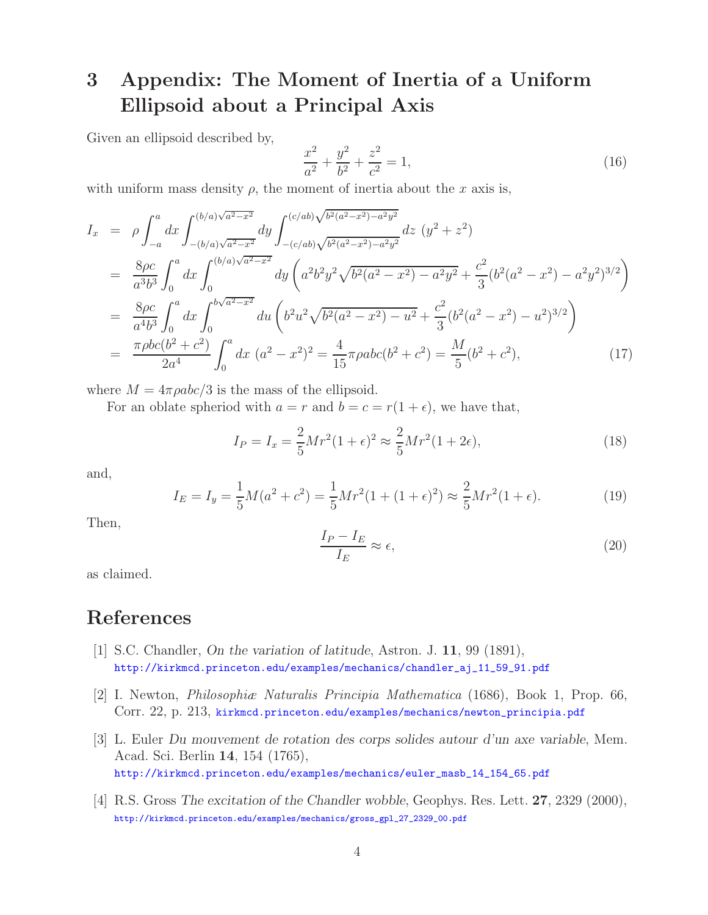# 3 Appendix: The Moment of Inertia of a Uniform Ellipsoid about a Principal Axis

Given an ellipsoid described by,

$$\frac{x^2}{a^2} + \frac{y^2}{b^2} + \frac{z^2}{c^2} = 1, \tag{16}$$

with uniform mass density $\rho$, the moment of inertia about the $x$ axis is,

$$\begin{aligned}
I_x &= \rho \int_{-a}^{a} dx \int_{-(b/a)\sqrt{a^2-x^2}}^{(b/a)\sqrt{a^2-x^2}} dy \int_{-(c/ab)\sqrt{b^2(a^2-x^2)-a^2y^2}}^{(c/ab)\sqrt{b^2(a^2-x^2)-a^2y^2}} dz \ (y^2 + z^2) \\
&= \frac{8\rho c}{a^3 b^3} \int_0^a dx \int_0^{(b/a)\sqrt{a^2-x^2}} dy \left( a^2 b^2 y^2 \sqrt{b^2(a^2-x^2) - a^2 y^2} + \frac{c^2}{3}(b^2(a^2-x^2) - a^2 y^2)^{3/2} \right) \\
&= \frac{8\rho c}{a^4 b^3} \int_0^a dx \int_0^{b\sqrt{a^2-x^2}} du \left( b^2 u^2 \sqrt{b^2(a^2-x^2) - u^2} + \frac{c^2}{3}(b^2(a^2-x^2) - u^2)^{3/2} \right) \\
&= \frac{\pi \rho b c (b^2 + c^2)}{2a^4} \int_0^a dx \ (a^2 - x^2)^2 = \frac{4}{15}\pi \rho a b c (b^2 + c^2) = \frac{M}{5}(b^2 + c^2),
\end{aligned} \tag{17}$$

where $M = 4\pi\rho abc/3$ is the mass of the ellipsoid.

For an oblate spheriod with $a = r$ and $b = c = r(1 + \epsilon)$, we have that,

$$I_P = I_x = \frac{2}{5} M r^2 (1 + \epsilon)^2 \approx \frac{2}{5} M r^2 (1 + 2\epsilon), \tag{18}$$

and,

$$I_E = I_y = \frac{1}{5} M (a^2 + c^2) = \frac{1}{5} M r^2 (1 + (1 + \epsilon)^2) \approx \frac{2}{5} M r^2 (1 + \epsilon). \tag{19}$$

Then,

$$\frac{I_P - I_E}{I_E} \approx \epsilon, \tag{20}$$

as claimed.

# References

[1] S.C. Chandler, *On the variation of latitude*, Astron. J. **11**, 99 (1891), http://kirkmcd.princeton.edu/examples/mechanics/chandler_aj_11_59_91.pdf

[2] I. Newton, *Philosophiæ Naturalis Principia Mathematica* (1686), Book 1, Prop. 66, Corr. 22, p. 213, kirkmcd.princeton.edu/examples/mechanics/newton_principia.pdf

[3] L. Euler *Du mouvement de rotation des corps solides autour d'un axe variable*, Mem. Acad. Sci. Berlin **14**, 154 (1765), http://kirkmcd.princeton.edu/examples/mechanics/euler_masb_14_154_65.pdf

[4] R.S. Gross *The excitation of the Chandler wobble*, Geophys. Res. Lett. **27**, 2329 (2000), http://kirkmcd.princeton.edu/examples/mechanics/gross_gpl_27_2329_00.pdf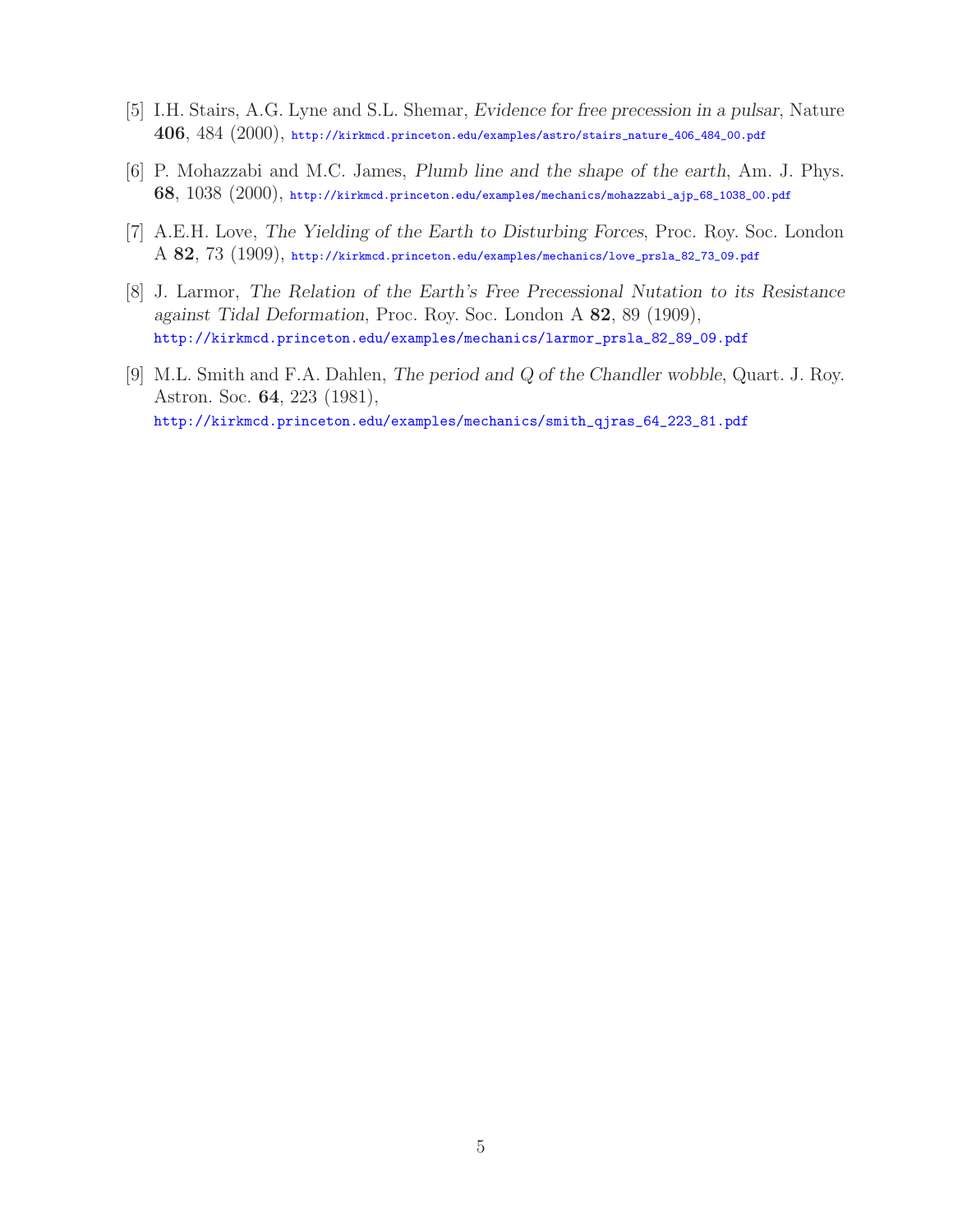[5] I.H. Stairs, A.G. Lyne and S.L. Shemar, *Evidence for free precession in a pulsar*, Nature **406**, 484 (2000), http://kirkmcd.princeton.edu/examples/astro/stairs_nature_406_484_00.pdf

[6] P. Mohazzabi and M.C. James, *Plumb line and the shape of the earth*, Am. J. Phys. **68**, 1038 (2000), http://kirkmcd.princeton.edu/examples/mechanics/mohazzabi_ajp_68_1038_00.pdf

[7] A.E.H. Love, *The Yielding of the Earth to Disturbing Forces*, Proc. Roy. Soc. London A **82**, 73 (1909), http://kirkmcd.princeton.edu/examples/mechanics/love_prsla_82_73_09.pdf

[8] J. Larmor, *The Relation of the Earth's Free Precessional Nutation to its Resistance against Tidal Deformation*, Proc. Roy. Soc. London A **82**, 89 (1909), http://kirkmcd.princeton.edu/examples/mechanics/larmor_prsla_82_89_09.pdf

[9] M.L. Smith and F.A. Dahlen, *The period and Q of the Chandler wobble*, Quart. J. Roy. Astron. Soc. **64**, 223 (1981), http://kirkmcd.princeton.edu/examples/mechanics/smith_qjras_64_223_81.pdf